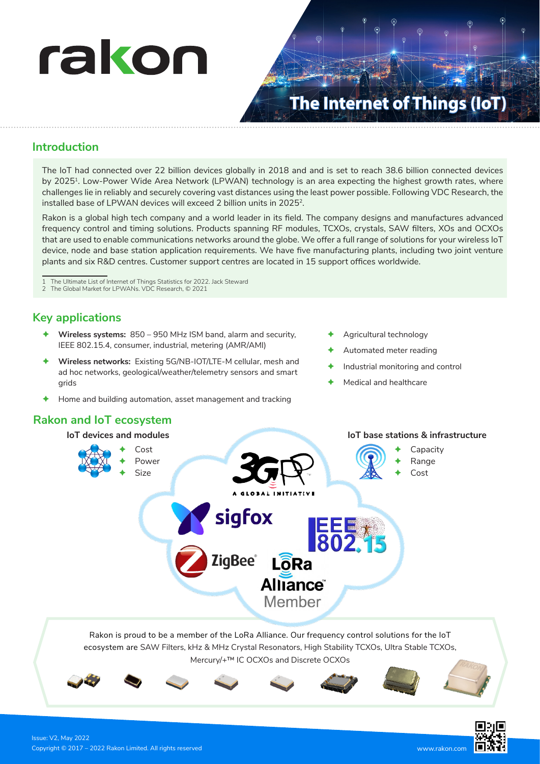# rakon

# The Internet of Things (IoT)

## Introduction

The IoT had connected over 22 billion devices globally in 2018 and and is set to reach 38.6 billion connected devices by 2025[1]. Low-Power Wide Area Network (LPWAN) technology is an area expecting the highest growth rates, where challenges lie in reliably and securely covering vast distances using the least power possible. Following VDC Research, the installed base of LPWAN devices will exceed 2 billion units in 2025[2].

Rakon is a global high tech company and a world leader in its field. The company designs and manufactures advanced frequency control and timing solutions. Products spanning RF modules, TCXOs, crystals, SAW filters, XOs and OCXOs that are used to enable communications networks around the globe. We offer a full range of solutions for your wireless IoT device, node and base station application requirements. We have five manufacturing plants, including two joint venture plants and six R&D centres. Customer support centres are located in 15 support offices worldwide.

1 The Ultimate List of Internet of Things Statistics for 2022. Jack Steward
2 The Global Market for LPWANs. VDC Research, © 2021

## Key applications

- **Wireless systems:** 850 – 950 MHz ISM band, alarm and security, IEEE 802.15.4, consumer, industrial, metering (AMR/AMI)
- **Wireless networks:** Existing 5G/NB-IOT/LTE-M cellular, mesh and ad hoc networks, geological/weather/telemetry sensors and smart grids
- Home and building automation, asset management and tracking
- Agricultural technology
- Automated meter reading
- Industrial monitoring and control
- Medical and healthcare

## Rakon and IoT ecosystem

**IoT devices and modules**

- Cost
- Power
- Size

**IoT base stations & infrastructure**

- Capacity
- Range
- Cost

3GPP A GLOBAL INITIATIVE

sigfox

IEEE 802.15

ZigBee

LoRa Alliance Member

Rakon is proud to be a member of the LoRa Alliance. Our frequency control solutions for the IoT ecosystem are SAW Filters, kHz & MHz Crystal Resonators, High Stability TCXOs, Ultra Stable TCXOs, Mercury/+™ IC OCXOs and Discrete OCXOs

Issue: V2, May 2022
Copyright © 2017 – 2022 Rakon Limited. All rights reserved

www.rakon.com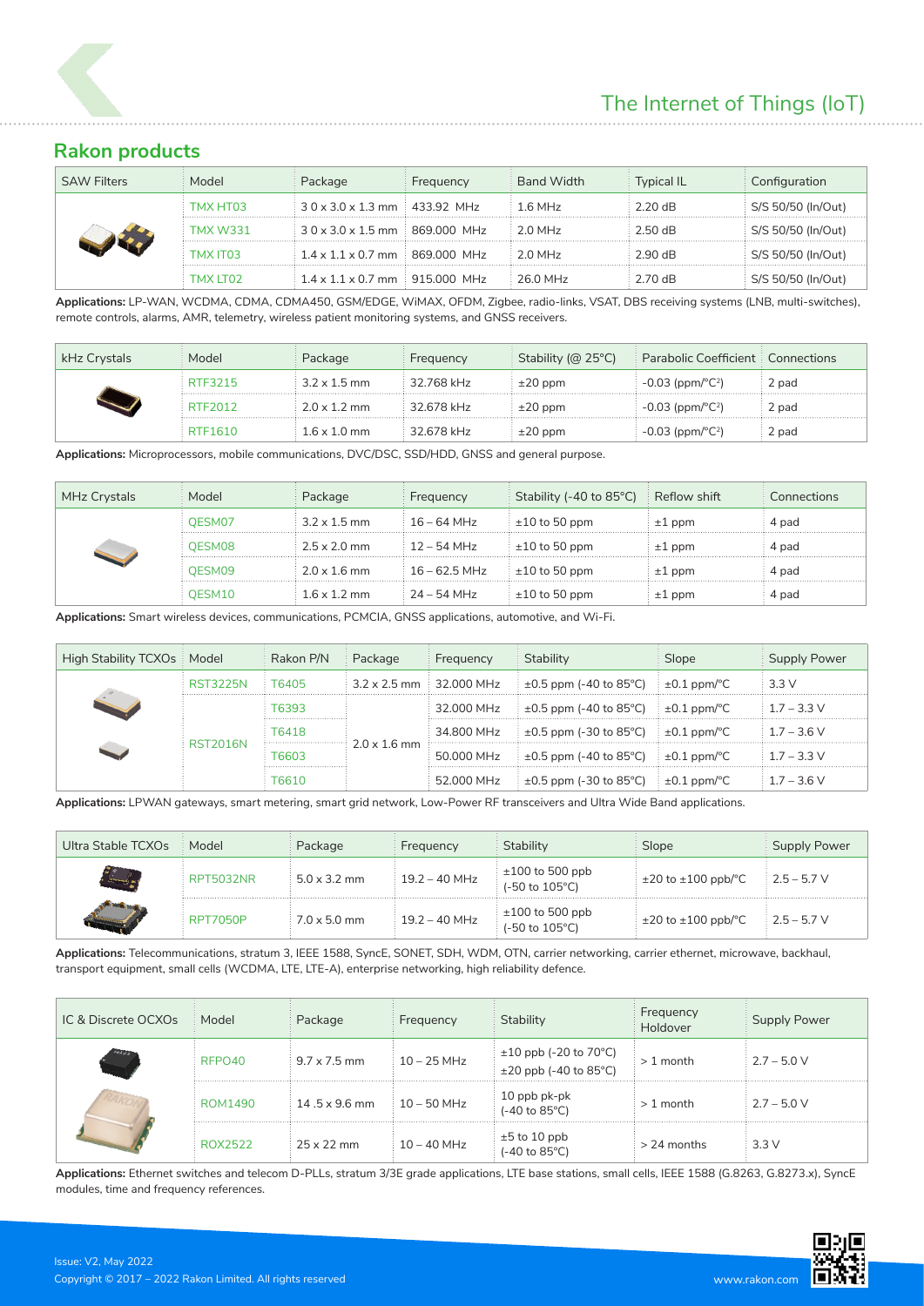# The Internet of Things (IoT)

## Rakon products

| SAW Filters | Model | Package | Frequency | Band Width | Typical IL | Configuration |
|---|---|---|---|---|---|---|
| | TMX HT03 | 3 0 x 3.0 x 1.3 mm | 433.92 MHz | 1.6 MHz | 2.20 dB | S/S 50/50 (In/Out) |
| | TMX W331 | 3 0 x 3.0 x 1.5 mm | 869.000 MHz | 2.0 MHz | 2.50 dB | S/S 50/50 (In/Out) |
| | TMX IT03 | 1.4 x 1.1 x 0.7 mm | 869.000 MHz | 2.0 MHz | 2.90 dB | S/S 50/50 (In/Out) |
| | TMX LT02 | 1.4 x 1.1 x 0.7 mm | 915.000 MHz | 26.0 MHz | 2.70 dB | S/S 50/50 (In/Out) |

**Applications:** LP-WAN, WCDMA, CDMA, CDMA450, GSM/EDGE, WiMAX, OFDM, Zigbee, radio-links, VSAT, DBS receiving systems (LNB, multi-switches), remote controls, alarms, AMR, telemetry, wireless patient monitoring systems, and GNSS receivers.

| kHz Crystals | Model | Package | Frequency | Stability (@ 25°C) | Parabolic Coefficient | Connections |
|---|---|---|---|---|---|---|
| | RTF3215 | 3.2 x 1.5 mm | 32.768 kHz | ±20 ppm | -0.03 (ppm/°C²) | 2 pad |
| | RTF2012 | 2.0 x 1.2 mm | 32.678 kHz | ±20 ppm | -0.03 (ppm/°C²) | 2 pad |
| | RTF1610 | 1.6 x 1.0 mm | 32.678 kHz | ±20 ppm | -0.03 (ppm/°C²) | 2 pad |

**Applications:** Microprocessors, mobile communications, DVC/DSC, SSD/HDD, GNSS and general purpose.

| MHz Crystals | Model | Package | Frequency | Stability (-40 to 85°C) | Reflow shift | Connections |
|---|---|---|---|---|---|---|
| | QESM07 | 3.2 x 1.5 mm | 16 – 64 MHz | ±10 to 50 ppm | ±1 ppm | 4 pad |
| | QESM08 | 2.5 x 2.0 mm | 12 – 54 MHz | ±10 to 50 ppm | ±1 ppm | 4 pad |
| | QESM09 | 2.0 x 1.6 mm | 16 – 62.5 MHz | ±10 to 50 ppm | ±1 ppm | 4 pad |
| | QESM10 | 1.6 x 1.2 mm | 24 – 54 MHz | ±10 to 50 ppm | ±1 ppm | 4 pad |

**Applications:** Smart wireless devices, communications, PCMCIA, GNSS applications, automotive, and Wi-Fi.

| High Stability TCXOs | Model | Rakon P/N | Package | Frequency | Stability | Slope | Supply Power |
|---|---|---|---|---|---|---|---|
| | RST3225N | T6405 | 3.2 x 2.5 mm | 32.000 MHz | ±0.5 ppm (-40 to 85°C) | ±0.1 ppm/°C | 3.3 V |
| | RST2016N | T6393 | 2.0 x 1.6 mm | 32.000 MHz | ±0.5 ppm (-40 to 85°C) | ±0.1 ppm/°C | 1.7 – 3.3 V |
| | | T6418 | | 34.800 MHz | ±0.5 ppm (-30 to 85°C) | ±0.1 ppm/°C | 1.7 – 3.6 V |
| | | T6603 | | 50.000 MHz | ±0.5 ppm (-40 to 85°C) | ±0.1 ppm/°C | 1.7 – 3.3 V |
| | | T6610 | | 52.000 MHz | ±0.5 ppm (-30 to 85°C) | ±0.1 ppm/°C | 1.7 – 3.6 V |

**Applications:** LPWAN gateways, smart metering, smart grid network, Low-Power RF transceivers and Ultra Wide Band applications.

| Ultra Stable TCXOs | Model | Package | Frequency | Stability | Slope | Supply Power |
|---|---|---|---|---|---|---|
| | RPT5032NR | 5.0 x 3.2 mm | 19.2 – 40 MHz | ±100 to 500 ppb (-50 to 105°C) | ±20 to ±100 ppb/°C | 2.5 – 5.7 V |
| | RPT7050P | 7.0 x 5.0 mm | 19.2 – 40 MHz | ±100 to 500 ppb (-50 to 105°C) | ±20 to ±100 ppb/°C | 2.5 – 5.7 V |

**Applications:** Telecommunications, stratum 3, IEEE 1588, SyncE, SONET, SDH, WDM, OTN, carrier networking, carrier ethernet, microwave, backhaul, transport equipment, small cells (WCDMA, LTE, LTE-A), enterprise networking, high reliability defence.

| IC & Discrete OCXOs | Model | Package | Frequency | Stability | Frequency Holdover | Supply Power |
|---|---|---|---|---|---|---|
| | RFPO40 | 9.7 x 7.5 mm | 10 – 25 MHz | ±10 ppb (-20 to 70°C) ±20 ppb (-40 to 85°C) | > 1 month | 2.7 – 5.0 V |
| | ROM1490 | 14 .5 x 9.6 mm | 10 – 50 MHz | 10 ppb pk-pk (-40 to 85°C) | > 1 month | 2.7 – 5.0 V |
| | ROX2522 | 25 x 22 mm | 10 – 40 MHz | ±5 to 10 ppb (-40 to 85°C) | > 24 months | 3.3 V |

**Applications:** Ethernet switches and telecom D-PLLs, stratum 3/3E grade applications, LTE base stations, small cells, IEEE 1588 (G.8263, G.8273.x), SyncE modules, time and frequency references.

Issue: V2, May 2022
Copyright © 2017 – 2022 Rakon Limited. All rights reserved

www.rakon.com